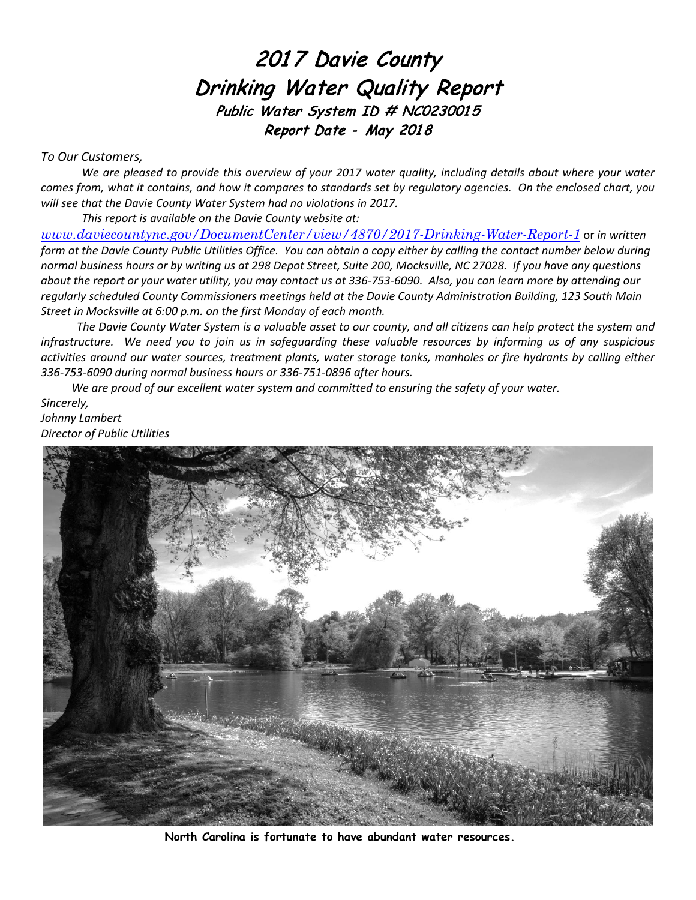# 2017 Davie County Drinking Water Quality Report

## Public Water System ID # NC0230015

## Report Date - May 2018

*To Our Customers,*

*We are pleased to provide this overview of your 2017 water quality, including details about where your water comes from, what it contains, and how it compares to standards set by regulatory agencies. On the enclosed chart, you will see that the Davie County Water System had no violations in 2017.*

*This report is available on the Davie County website at:*

*www.daviecountync.gov/DocumentCenter/view/4870/2017-Drinking-Water-Report-1* or *in written form at the Davie County Public Utilities Office. You can obtain a copy either by calling the contact number below during normal business hours or by writing us at 298 Depot Street, Suite 200, Mocksville, NC 27028. If you have any questions about the report or your water utility, you may contact us at 336-753-6090. Also, you can learn more by attending our regularly scheduled County Commissioners meetings held at the Davie County Administration Building, 123 South Main Street in Mocksville at 6:00 p.m. on the first Monday of each month.*

*The Davie County Water System is a valuable asset to our county, and all citizens can help protect the system and infrastructure. We need you to join us in safeguarding these valuable resources by informing us of any suspicious activities around our water sources, treatment plants, water storage tanks, manholes or fire hydrants by calling either 336-753-6090 during normal business hours or 336-751-0896 after hours.*

*We are proud of our excellent water system and committed to ensuring the safety of your water.*

*Sincerely,*
*Johnny Lambert*
*Director of Public Utilities*

**North Carolina is fortunate to have abundant water resources.**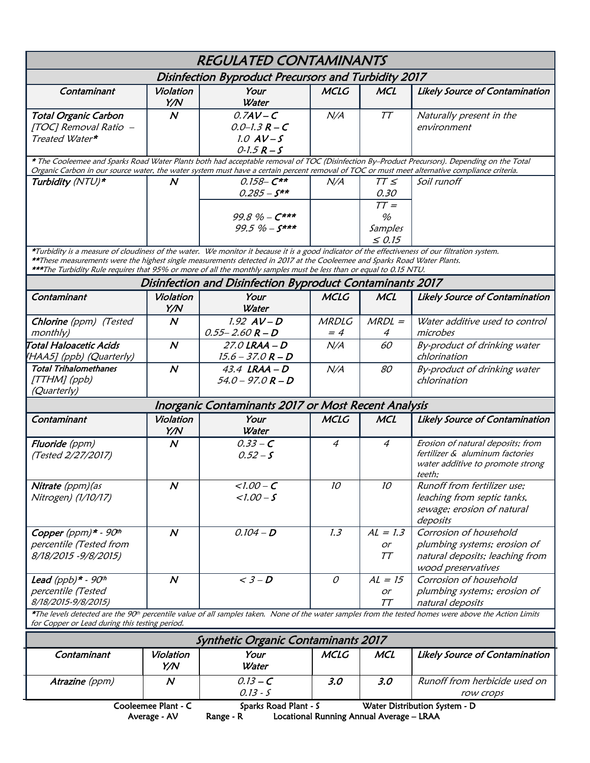# REGULATED CONTAMINANTS

## Disinfection Byproduct Precursors and Turbidity 2017

| Contaminant | Violation Y/N | Your Water | MCLG | MCL | Likely Source of Contamination |
|---|---|---|---|---|---|
| **Total Organic Carbon** [TOC] Removal Ratio – Treated Water* | **N** | 0.7**AV – C**<br>0.0–1.3 **R – C**<br>1.0 **AV – S**<br>0-1.5 **R – S** | N/A | TT | Naturally present in the environment |

\* The Cooleemee and Sparks Road Water Plants both had acceptable removal of TOC (Disinfection By–Product Precursors). Depending on the Total Organic Carbon in our source water, the water system must have a certain percent removal of TOC or must meet alternative compliance criteria.

| Contaminant | Violation Y/N | Your Water | MCLG | MCL | Likely Source of Contamination |
|---|---|---|---|---|---|
| **Turbidity** (NTU)* | **N** | 0.158– **C****<br>0.285 – **S**** | N/A | TT ≤ 0.30 | Soil runoff |
| | | 99.8 % – **C*****<br>99.5 % – **S***** | | TT = % Samples ≤ 0.15 | |

*Turbidity is a measure of cloudiness of the water. We monitor it because it is a good indicator of the effectiveness of our filtration system.
**These measurements were the highest single measurements detected in 2017 at the Cooleemee and Sparks Road Water Plants.
***The Turbidity Rule requires that 95% or more of all the monthly samples must be less than or equal to 0.15 NTU.

## Disinfection and Disinfection Byproduct Contaminants 2017

| Contaminant | Violation Y/N | Your Water | MCLG | MCL | Likely Source of Contamination |
|---|---|---|---|---|---|
| **Chlorine** (ppm) (Tested monthly) | **N** | 1.92 **AV – D**<br>0.55– 2.60 **R – D** | MRDLG = 4 | MRDL = 4 | Water additive used to control microbes |
| **Total Haloacetic Acids** [HAA5] (ppb) (Quarterly) | **N** | 27.0 **LRAA – D**<br>15.6 – 37.0 **R – D** | N/A | 60 | By-product of drinking water chlorination |
| **Total Trihalomethanes** [TTHM] (ppb) (Quarterly) | **N** | 43.4 **LRAA – D**<br>54.0 – 97.0 **R – D** | N/A | 80 | By-product of drinking water chlorination |

## Inorganic Contaminants 2017 or Most Recent Analysis

| Contaminant | Violation Y/N | Your Water | MCLG | MCL | Likely Source of Contamination |
|---|---|---|---|---|---|
| **Fluoride** (ppm) (Tested 2/27/2017) | **N** | 0.33 – **C**<br>0.52 – **S** | 4 | 4 | Erosion of natural deposits; from fertilizer & aluminum factories water additive to promote strong teeth; |
| **Nitrate** (ppm)(as Nitrogen) (1/10/17) | **N** | <1.00 – **C**<br><1.00 – **S** | 10 | 10 | Runoff from fertilizer use; leaching from septic tanks, sewage; erosion of natural deposits |
| **Copper** (ppm)* - 90th percentile (Tested from 8/18/2015 -9/8/2015) | **N** | 0.104 – **D** | 1.3 | AL = 1.3 or TT | Corrosion of household plumbing systems; erosion of natural deposits; leaching from wood preservatives |
| **Lead** (ppb)* - 90th percentile (Tested 8/18/2015-9/8/2015) | **N** | < 3 – **D** | 0 | AL = 15 or TT | Corrosion of household plumbing systems; erosion of natural deposits |

*The levels detected are the 90th percentile value of all samples taken. None of the water samples from the tested homes were above the Action Limits for Copper or Lead during this testing period.

## Synthetic Organic Contaminants 2017

| Contaminant | Violation Y/N | Your Water | MCLG | MCL | Likely Source of Contamination |
|---|---|---|---|---|---|
| **Atrazine** (ppm) | **N** | 0.13 – **C**<br>0.13 - **S** | **3.0** | **3.0** | Runoff from herbicide used on row crops |

Cooleemee Plant - C Sparks Road Plant - S Water Distribution System - D
Average - AV Range - R Locational Running Annual Average – LRAA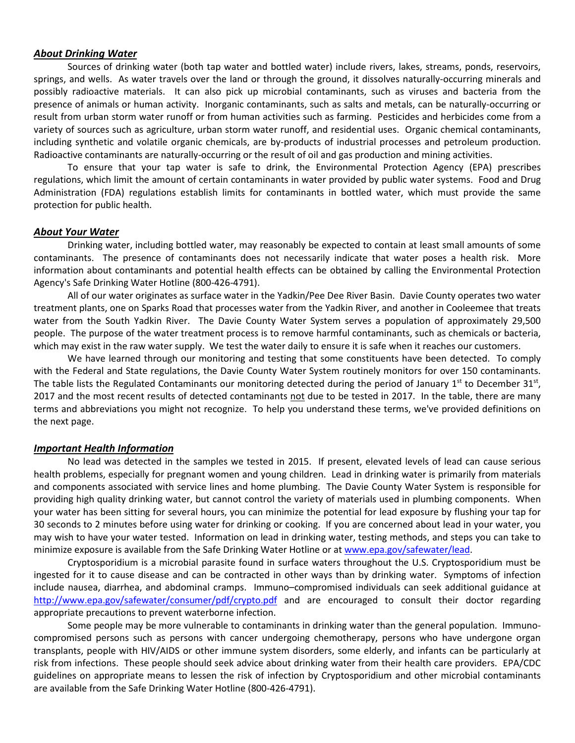### ***About Drinking Water***

Sources of drinking water (both tap water and bottled water) include rivers, lakes, streams, ponds, reservoirs, springs, and wells. As water travels over the land or through the ground, it dissolves naturally-occurring minerals and possibly radioactive materials. It can also pick up microbial contaminants, such as viruses and bacteria from the presence of animals or human activity. Inorganic contaminants, such as salts and metals, can be naturally-occurring or result from urban storm water runoff or from human activities such as farming. Pesticides and herbicides come from a variety of sources such as agriculture, urban storm water runoff, and residential uses. Organic chemical contaminants, including synthetic and volatile organic chemicals, are by-products of industrial processes and petroleum production. Radioactive contaminants are naturally-occurring or the result of oil and gas production and mining activities.

To ensure that your tap water is safe to drink, the Environmental Protection Agency (EPA) prescribes regulations, which limit the amount of certain contaminants in water provided by public water systems. Food and Drug Administration (FDA) regulations establish limits for contaminants in bottled water, which must provide the same protection for public health.

### ***About Your Water***

Drinking water, including bottled water, may reasonably be expected to contain at least small amounts of some contaminants. The presence of contaminants does not necessarily indicate that water poses a health risk. More information about contaminants and potential health effects can be obtained by calling the Environmental Protection Agency's Safe Drinking Water Hotline (800-426-4791).

All of our water originates as surface water in the Yadkin/Pee Dee River Basin. Davie County operates two water treatment plants, one on Sparks Road that processes water from the Yadkin River, and another in Cooleemee that treats water from the South Yadkin River. The Davie County Water System serves a population of approximately 29,500 people. The purpose of the water treatment process is to remove harmful contaminants, such as chemicals or bacteria, which may exist in the raw water supply. We test the water daily to ensure it is safe when it reaches our customers.

We have learned through our monitoring and testing that some constituents have been detected. To comply with the Federal and State regulations, the Davie County Water System routinely monitors for over 150 contaminants. The table lists the Regulated Contaminants our monitoring detected during the period of January 1st to December 31st, 2017 and the most recent results of detected contaminants not due to be tested in 2017. In the table, there are many terms and abbreviations you might not recognize. To help you understand these terms, we've provided definitions on the next page.

### ***Important Health Information***

No lead was detected in the samples we tested in 2015. If present, elevated levels of lead can cause serious health problems, especially for pregnant women and young children. Lead in drinking water is primarily from materials and components associated with service lines and home plumbing. The Davie County Water System is responsible for providing high quality drinking water, but cannot control the variety of materials used in plumbing components. When your water has been sitting for several hours, you can minimize the potential for lead exposure by flushing your tap for 30 seconds to 2 minutes before using water for drinking or cooking. If you are concerned about lead in your water, you may wish to have your water tested. Information on lead in drinking water, testing methods, and steps you can take to minimize exposure is available from the Safe Drinking Water Hotline or at www.epa.gov/safewater/lead.

Cryptosporidium is a microbial parasite found in surface waters throughout the U.S. Cryptosporidium must be ingested for it to cause disease and can be contracted in other ways than by drinking water. Symptoms of infection include nausea, diarrhea, and abdominal cramps. Immuno–compromised individuals can seek additional guidance at http://www.epa.gov/safewater/consumer/pdf/crypto.pdf and are encouraged to consult their doctor regarding appropriate precautions to prevent waterborne infection.

Some people may be more vulnerable to contaminants in drinking water than the general population. Immuno-compromised persons such as persons with cancer undergoing chemotherapy, persons who have undergone organ transplants, people with HIV/AIDS or other immune system disorders, some elderly, and infants can be particularly at risk from infections. These people should seek advice about drinking water from their health care providers. EPA/CDC guidelines on appropriate means to lessen the risk of infection by Cryptosporidium and other microbial contaminants are available from the Safe Drinking Water Hotline (800-426-4791).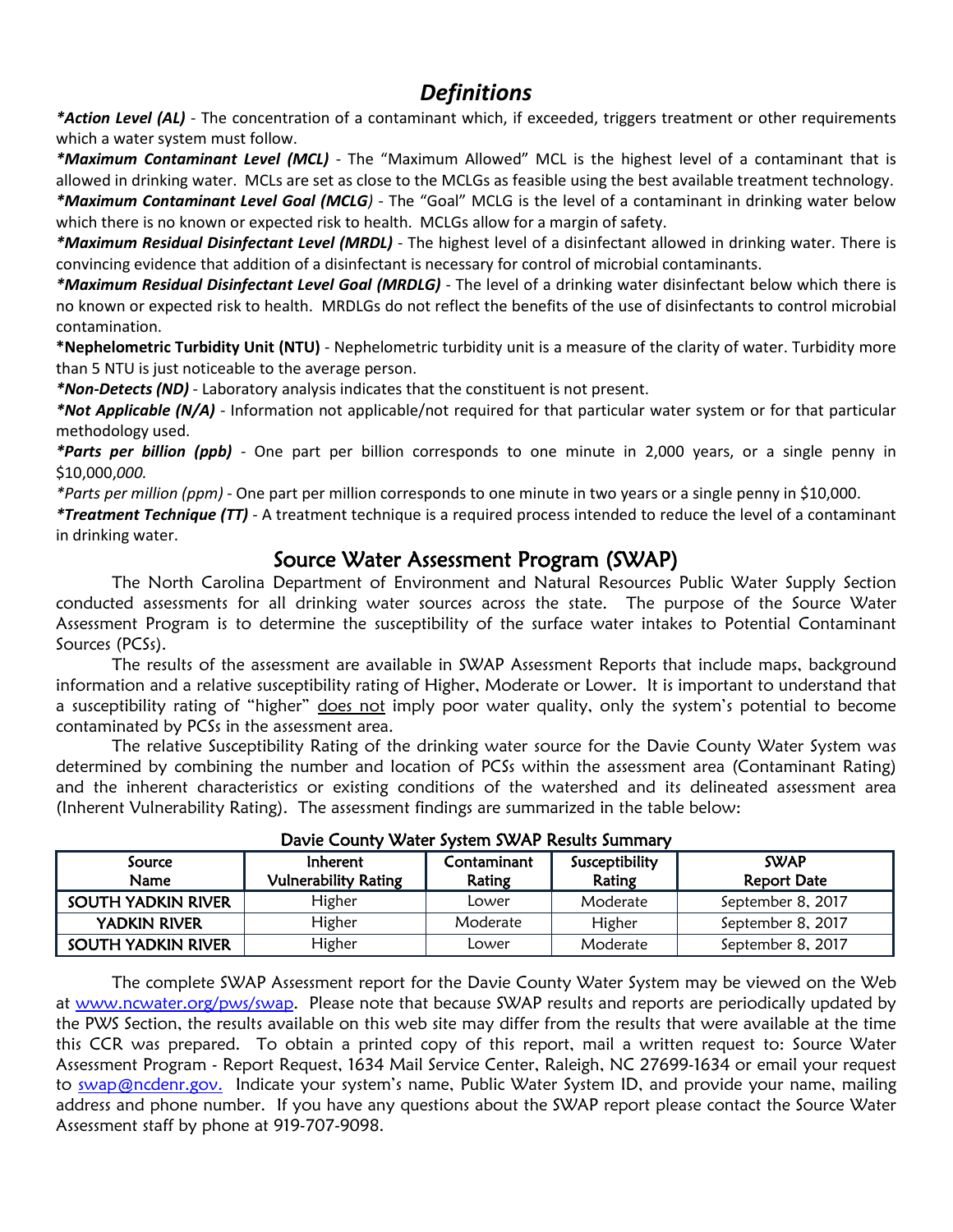# *Definitions*

***\*Action Level (AL)*** - The concentration of a contaminant which, if exceeded, triggers treatment or other requirements which a water system must follow.

***\*Maximum Contaminant Level (MCL)*** - The "Maximum Allowed" MCL is the highest level of a contaminant that is allowed in drinking water. MCLs are set as close to the MCLGs as feasible using the best available treatment technology.

***\*Maximum Contaminant Level Goal (MCLG)*** - The "Goal" MCLG is the level of a contaminant in drinking water below which there is no known or expected risk to health. MCLGs allow for a margin of safety.

***\*Maximum Residual Disinfectant Level (MRDL)*** - The highest level of a disinfectant allowed in drinking water. There is convincing evidence that addition of a disinfectant is necessary for control of microbial contaminants.

***\*Maximum Residual Disinfectant Level Goal (MRDLG)*** - The level of a drinking water disinfectant below which there is no known or expected risk to health. MRDLGs do not reflect the benefits of the use of disinfectants to control microbial contamination.

**\*Nephelometric Turbidity Unit (NTU)** - Nephelometric turbidity unit is a measure of the clarity of water. Turbidity more than 5 NTU is just noticeable to the average person.

***\*Non-Detects (ND)*** - Laboratory analysis indicates that the constituent is not present.

***\*Not Applicable (N/A)*** - Information not applicable/not required for that particular water system or for that particular methodology used.

***\*Parts per billion (ppb)*** - One part per billion corresponds to one minute in 2,000 years, or a single penny in $10,000,*000.*

*\*Parts per million (ppm)* - One part per million corresponds to one minute in two years or a single penny in $10,000.

***\*Treatment Technique (TT)*** - A treatment technique is a required process intended to reduce the level of a contaminant in drinking water.

## Source Water Assessment Program (SWAP)

The North Carolina Department of Environment and Natural Resources Public Water Supply Section conducted assessments for all drinking water sources across the state. The purpose of the Source Water Assessment Program is to determine the susceptibility of the surface water intakes to Potential Contaminant Sources (PCSs).

The results of the assessment are available in SWAP Assessment Reports that include maps, background information and a relative susceptibility rating of Higher, Moderate or Lower. It is important to understand that a susceptibility rating of "higher" does not imply poor water quality, only the system's potential to become contaminated by PCSs in the assessment area.

The relative Susceptibility Rating of the drinking water source for the Davie County Water System was determined by combining the number and location of PCSs within the assessment area (Contaminant Rating) and the inherent characteristics or existing conditions of the watershed and its delineated assessment area (Inherent Vulnerability Rating). The assessment findings are summarized in the table below:

**Davie County Water System SWAP Results Summary**

| Source Name | Inherent Vulnerability Rating | Contaminant Rating | Susceptibility Rating | SWAP Report Date |
|---|---|---|---|---|
| SOUTH YADKIN RIVER | Higher | Lower | Moderate | September 8, 2017 |
| YADKIN RIVER | Higher | Moderate | Higher | September 8, 2017 |
| SOUTH YADKIN RIVER | Higher | Lower | Moderate | September 8, 2017 |

The complete SWAP Assessment report for the Davie County Water System may be viewed on the Web at www.ncwater.org/pws/swap. Please note that because SWAP results and reports are periodically updated by the PWS Section, the results available on this web site may differ from the results that were available at the time this CCR was prepared. To obtain a printed copy of this report, mail a written request to: Source Water Assessment Program - Report Request, 1634 Mail Service Center, Raleigh, NC 27699-1634 or email your request to swap@ncdenr.gov. Indicate your system's name, Public Water System ID, and provide your name, mailing address and phone number. If you have any questions about the SWAP report please contact the Source Water Assessment staff by phone at 919-707-9098.